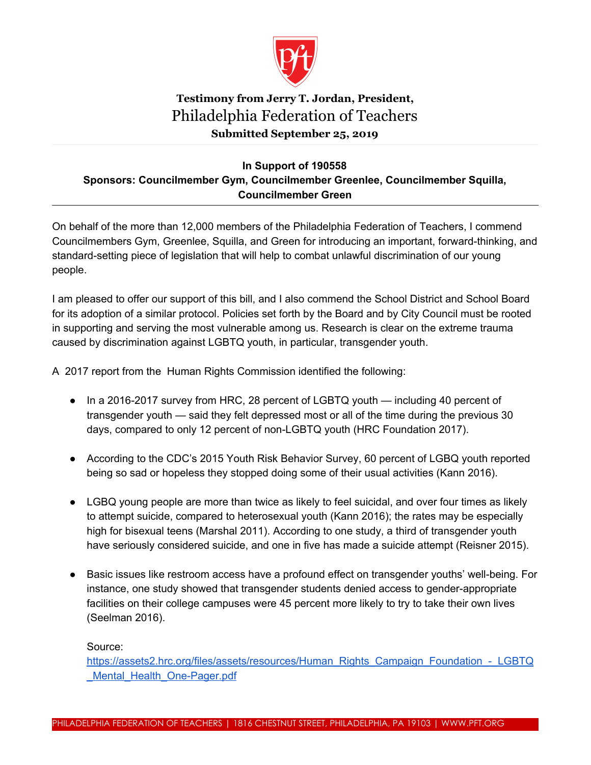**Testimony from Jerry T. Jordan, President,**

# Philadelphia Federation of Teachers

**Submitted September 25, 2019**

---

**In Support of 190558**
**Sponsors: Councilmember Gym, Councilmember Greenlee, Councilmember Squilla, Councilmember Green**

---

On behalf of the more than 12,000 members of the Philadelphia Federation of Teachers, I commend Councilmembers Gym, Greenlee, Squilla, and Green for introducing an important, forward-thinking, and standard-setting piece of legislation that will help to combat unlawful discrimination of our young people.

I am pleased to offer our support of this bill, and I also commend the School District and School Board for its adoption of a similar protocol. Policies set forth by the Board and by City Council must be rooted in supporting and serving the most vulnerable among us. Research is clear on the extreme trauma caused by discrimination against LGBTQ youth, in particular, transgender youth.

A 2017 report from the Human Rights Commission identified the following:

- In a 2016-2017 survey from HRC, 28 percent of LGBTQ youth — including 40 percent of transgender youth — said they felt depressed most or all of the time during the previous 30 days, compared to only 12 percent of non-LGBTQ youth (HRC Foundation 2017).
- According to the CDC's 2015 Youth Risk Behavior Survey, 60 percent of LGBQ youth reported being so sad or hopeless they stopped doing some of their usual activities (Kann 2016).
- LGBQ young people are more than twice as likely to feel suicidal, and over four times as likely to attempt suicide, compared to heterosexual youth (Kann 2016); the rates may be especially high for bisexual teens (Marshal 2011). According to one study, a third of transgender youth have seriously considered suicide, and one in five has made a suicide attempt (Reisner 2015).
- Basic issues like restroom access have a profound effect on transgender youths' well-being. For instance, one study showed that transgender students denied access to gender-appropriate facilities on their college campuses were 45 percent more likely to try to take their own lives (Seelman 2016).

Source:
https://assets2.hrc.org/files/assets/resources/Human_Rights_Campaign_Foundation_-_LGBTQ_Mental_Health_One-Pager.pdf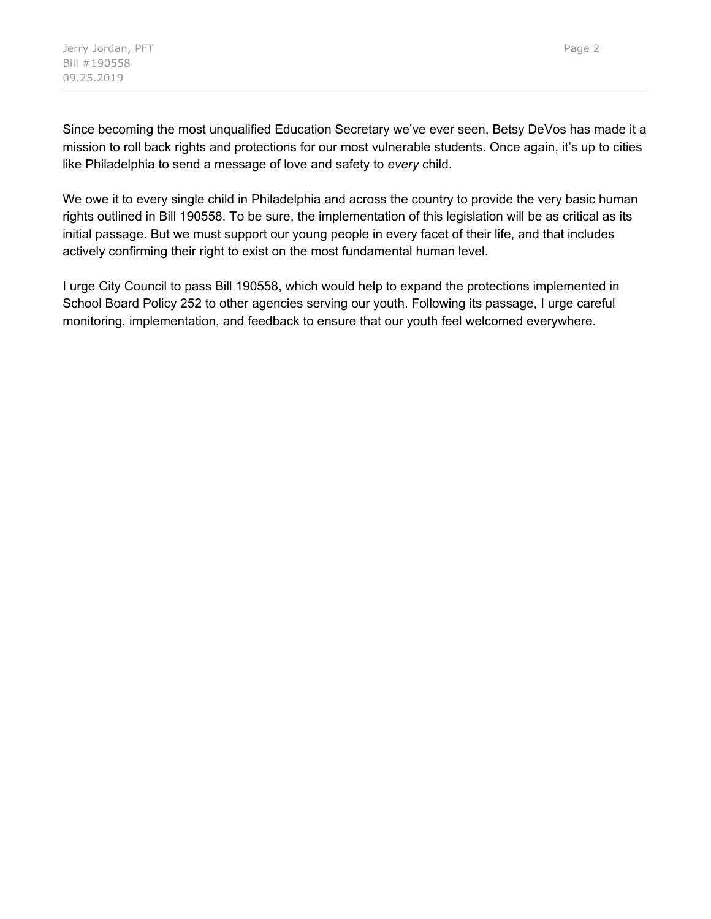Since becoming the most unqualified Education Secretary we've ever seen, Betsy DeVos has made it a mission to roll back rights and protections for our most vulnerable students. Once again, it's up to cities like Philadelphia to send a message of love and safety to *every* child.

We owe it to every single child in Philadelphia and across the country to provide the very basic human rights outlined in Bill 190558. To be sure, the implementation of this legislation will be as critical as its initial passage. But we must support our young people in every facet of their life, and that includes actively confirming their right to exist on the most fundamental human level.

I urge City Council to pass Bill 190558, which would help to expand the protections implemented in School Board Policy 252 to other agencies serving our youth. Following its passage, I urge careful monitoring, implementation, and feedback to ensure that our youth feel welcomed everywhere.